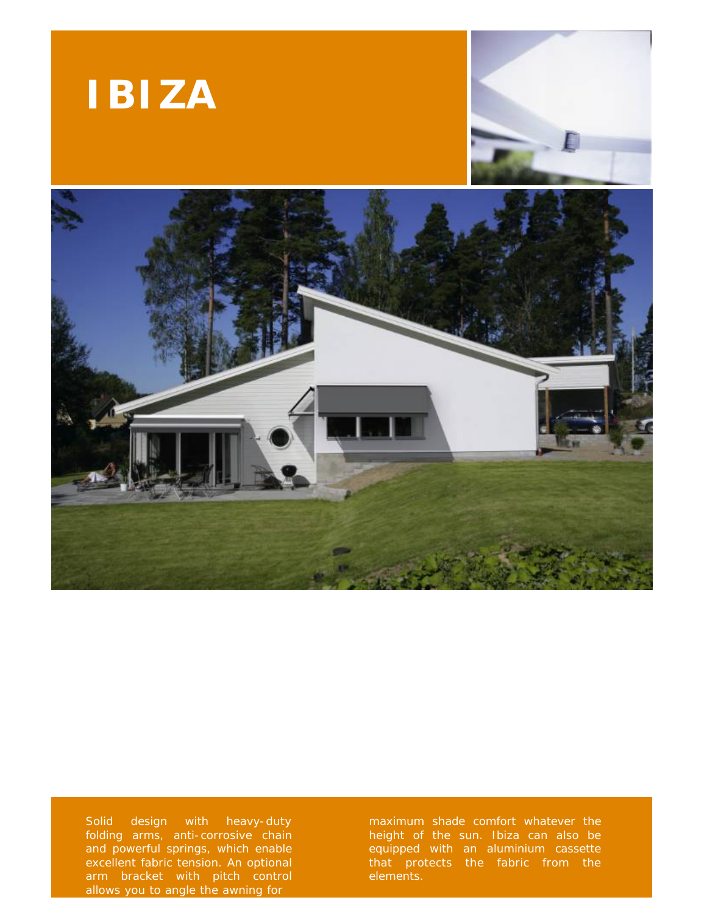# IBIZA

Solid design with heavy-duty folding arms, anti-corrosive chain and powerful springs, which enable excellent fabric tension. An optional arm bracket with pitch control allows you to angle the awning for maximum shade comfort whatever the height of the sun. Ibiza can also be equipped with an aluminium cassette that protects the fabric from the elements.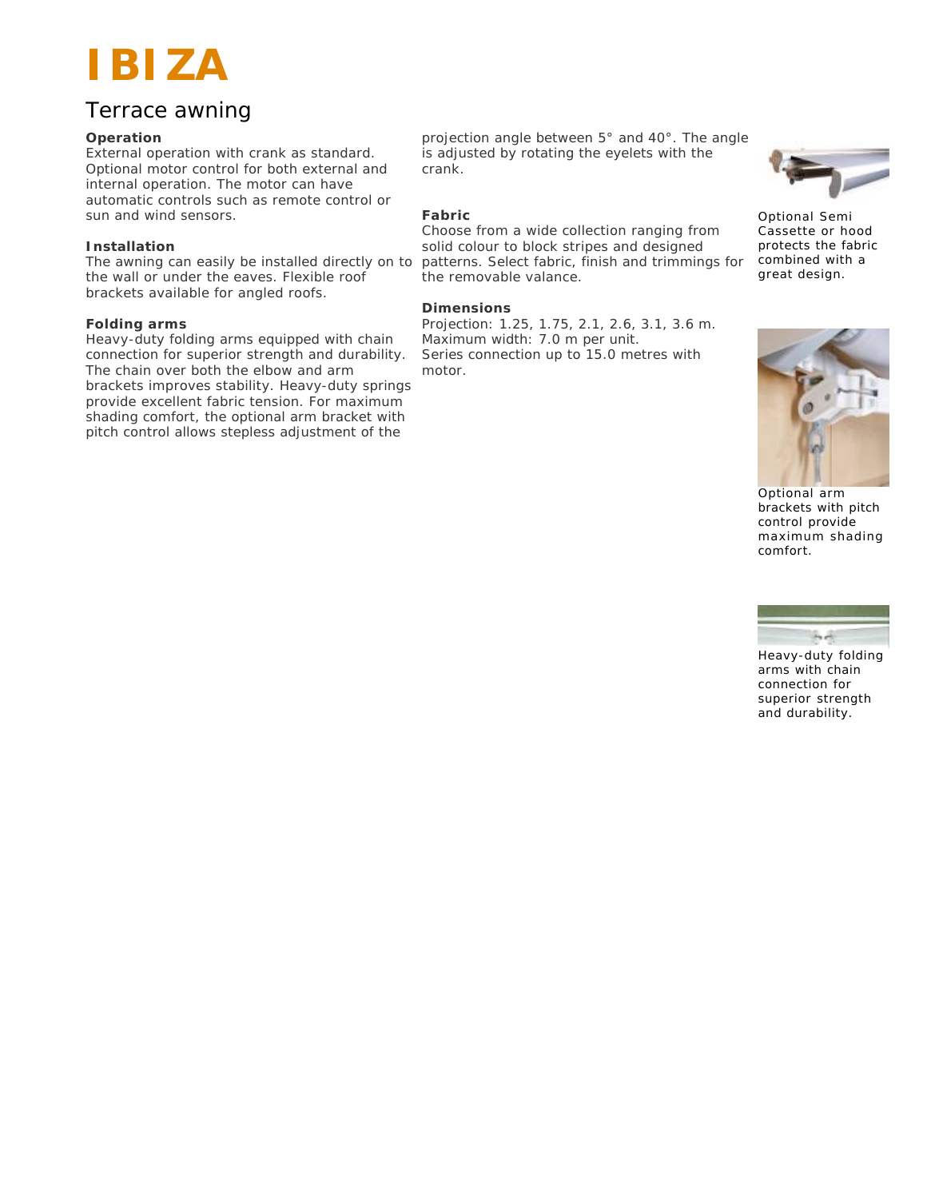# IBIZA

## Terrace awning

### Operation

External operation with crank as standard. Optional motor control for both external and internal operation. The motor can have automatic controls such as remote control or sun and wind sensors.

### Installation

The awning can easily be installed directly on to the wall or under the eaves. Flexible roof brackets available for angled roofs.

### Folding arms

Heavy-duty folding arms equipped with chain connection for superior strength and durability. The chain over both the elbow and arm brackets improves stability. Heavy-duty springs provide excellent fabric tension. For maximum shading comfort, the optional arm bracket with pitch control allows stepless adjustment of the projection angle between 5° and 40°. The angle is adjusted by rotating the eyelets with the crank.

### Fabric

Choose from a wide collection ranging from solid colour to block stripes and designed patterns. Select fabric, finish and trimmings for the removable valance.

### Dimensions

Projection: 1.25, 1.75, 2.1, 2.6, 3.1, 3.6 m.
Maximum width: 7.0 m per unit.
Series connection up to 15.0 metres with motor.

Optional Semi Cassette or hood protects the fabric combined with a great design.

Optional arm brackets with pitch control provide maximum shading comfort.

Heavy-duty folding arms with chain connection for superior strength and durability.